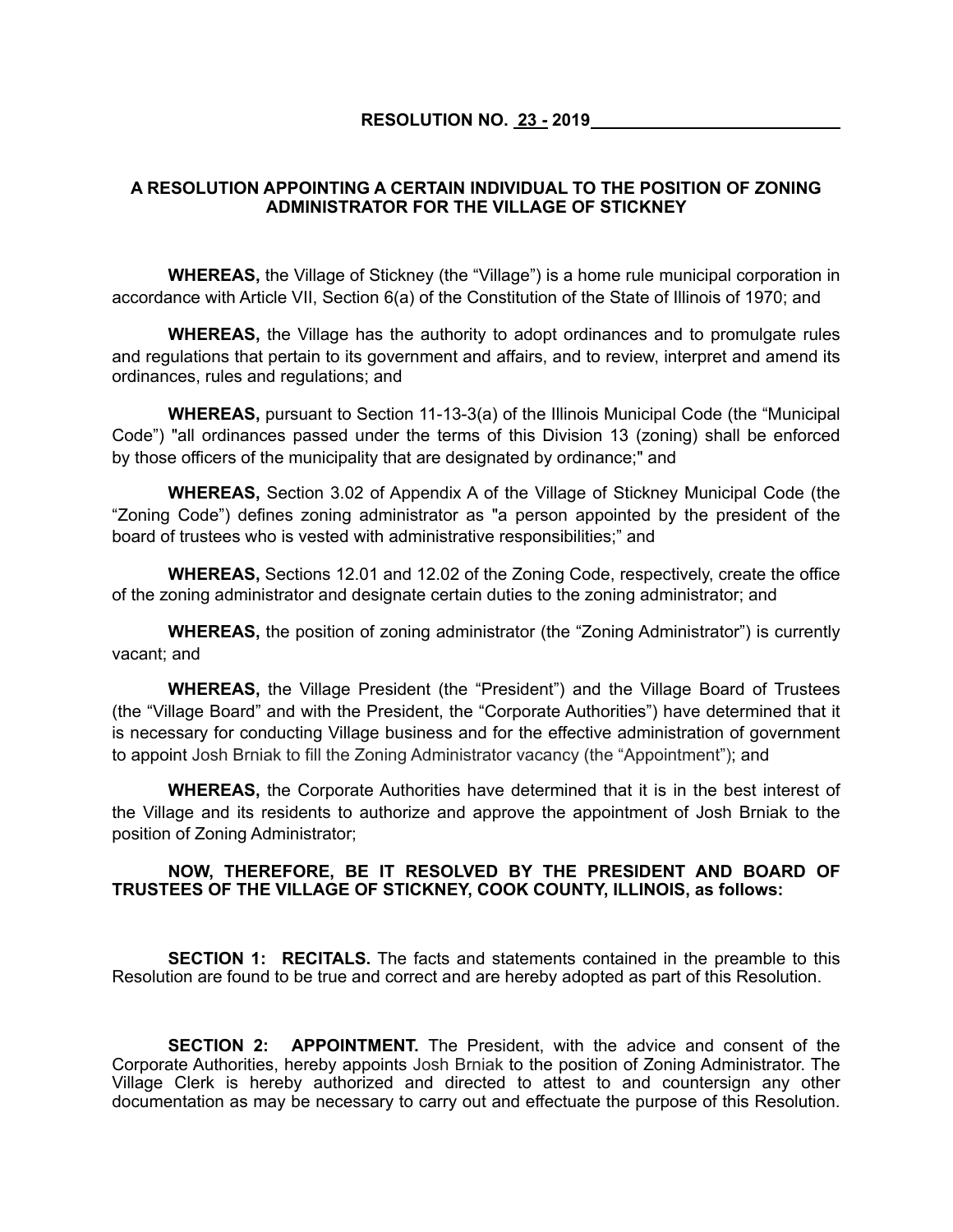**RESOLUTION NO. 23 - 2019**

**A RESOLUTION APPOINTING A CERTAIN INDIVIDUAL TO THE POSITION OF ZONING ADMINISTRATOR FOR THE VILLAGE OF STICKNEY**

**WHEREAS,** the Village of Stickney (the "Village") is a home rule municipal corporation in accordance with Article VII, Section 6(a) of the Constitution of the State of Illinois of 1970; and

**WHEREAS,** the Village has the authority to adopt ordinances and to promulgate rules and regulations that pertain to its government and affairs, and to review, interpret and amend its ordinances, rules and regulations; and

**WHEREAS,** pursuant to Section 11-13-3(a) of the Illinois Municipal Code (the "Municipal Code") "all ordinances passed under the terms of this Division 13 (zoning) shall be enforced by those officers of the municipality that are designated by ordinance;" and

**WHEREAS,** Section 3.02 of Appendix A of the Village of Stickney Municipal Code (the "Zoning Code") defines zoning administrator as "a person appointed by the president of the board of trustees who is vested with administrative responsibilities;" and

**WHEREAS,** Sections 12.01 and 12.02 of the Zoning Code, respectively, create the office of the zoning administrator and designate certain duties to the zoning administrator; and

**WHEREAS,** the position of zoning administrator (the "Zoning Administrator") is currently vacant; and

**WHEREAS,** the Village President (the "President") and the Village Board of Trustees (the "Village Board" and with the President, the "Corporate Authorities") have determined that it is necessary for conducting Village business and for the effective administration of government to appoint Josh Brniak to fill the Zoning Administrator vacancy (the "Appointment"); and

**WHEREAS,** the Corporate Authorities have determined that it is in the best interest of the Village and its residents to authorize and approve the appointment of Josh Brniak to the position of Zoning Administrator;

**NOW, THEREFORE, BE IT RESOLVED BY THE PRESIDENT AND BOARD OF TRUSTEES OF THE VILLAGE OF STICKNEY, COOK COUNTY, ILLINOIS, as follows:**

**SECTION 1: RECITALS.** The facts and statements contained in the preamble to this Resolution are found to be true and correct and are hereby adopted as part of this Resolution.

**SECTION 2: APPOINTMENT.** The President, with the advice and consent of the Corporate Authorities, hereby appoints Josh Brniak to the position of Zoning Administrator. The Village Clerk is hereby authorized and directed to attest to and countersign any other documentation as may be necessary to carry out and effectuate the purpose of this Resolution.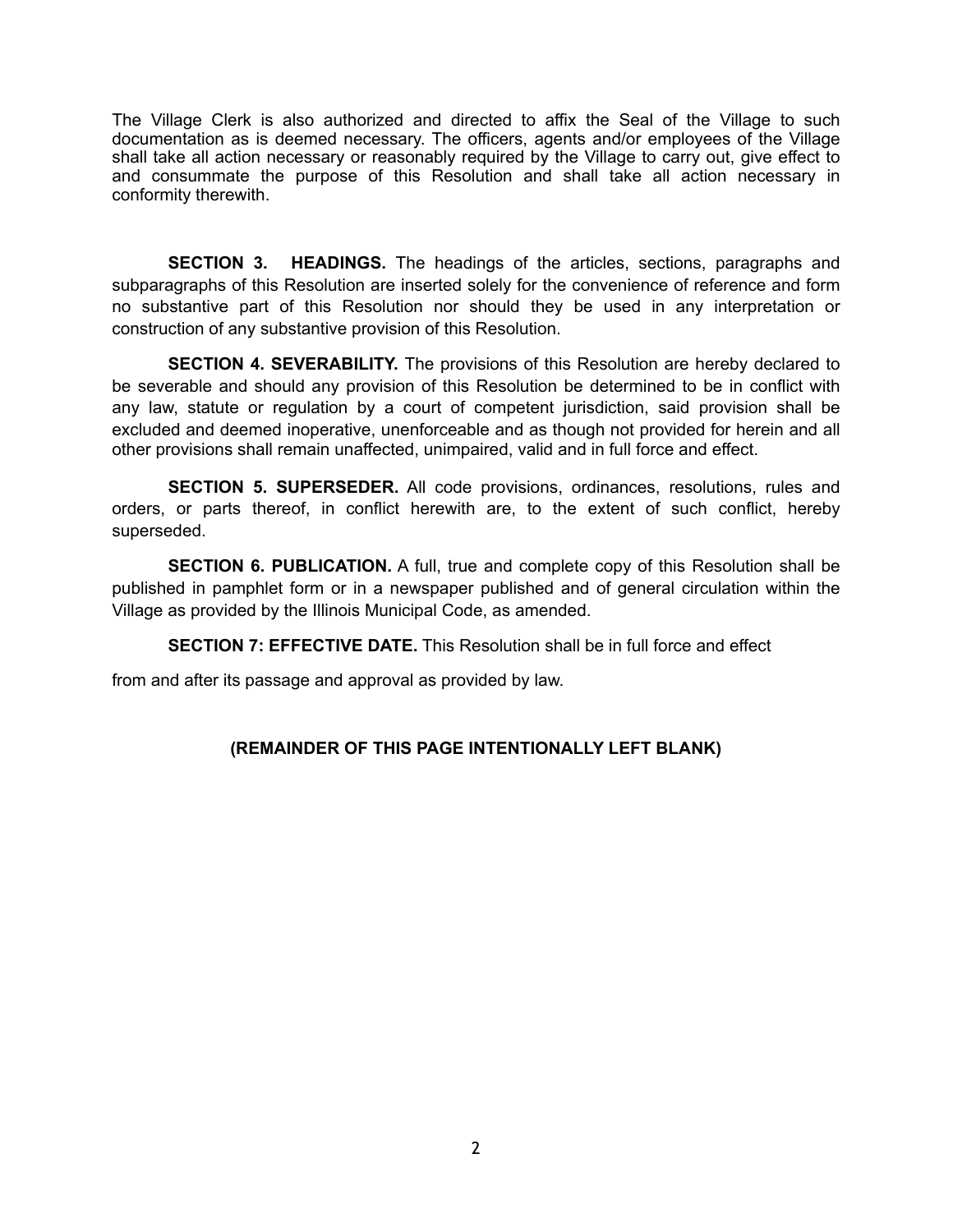The Village Clerk is also authorized and directed to affix the Seal of the Village to such documentation as is deemed necessary. The officers, agents and/or employees of the Village shall take all action necessary or reasonably required by the Village to carry out, give effect to and consummate the purpose of this Resolution and shall take all action necessary in conformity therewith.

**SECTION 3. HEADINGS.** The headings of the articles, sections, paragraphs and subparagraphs of this Resolution are inserted solely for the convenience of reference and form no substantive part of this Resolution nor should they be used in any interpretation or construction of any substantive provision of this Resolution.

**SECTION 4. SEVERABILITY.** The provisions of this Resolution are hereby declared to be severable and should any provision of this Resolution be determined to be in conflict with any law, statute or regulation by a court of competent jurisdiction, said provision shall be excluded and deemed inoperative, unenforceable and as though not provided for herein and all other provisions shall remain unaffected, unimpaired, valid and in full force and effect.

**SECTION 5. SUPERSEDER.** All code provisions, ordinances, resolutions, rules and orders, or parts thereof, in conflict herewith are, to the extent of such conflict, hereby superseded.

**SECTION 6. PUBLICATION.** A full, true and complete copy of this Resolution shall be published in pamphlet form or in a newspaper published and of general circulation within the Village as provided by the Illinois Municipal Code, as amended.

**SECTION 7: EFFECTIVE DATE.** This Resolution shall be in full force and effect

from and after its passage and approval as provided by law.

**(REMAINDER OF THIS PAGE INTENTIONALLY LEFT BLANK)**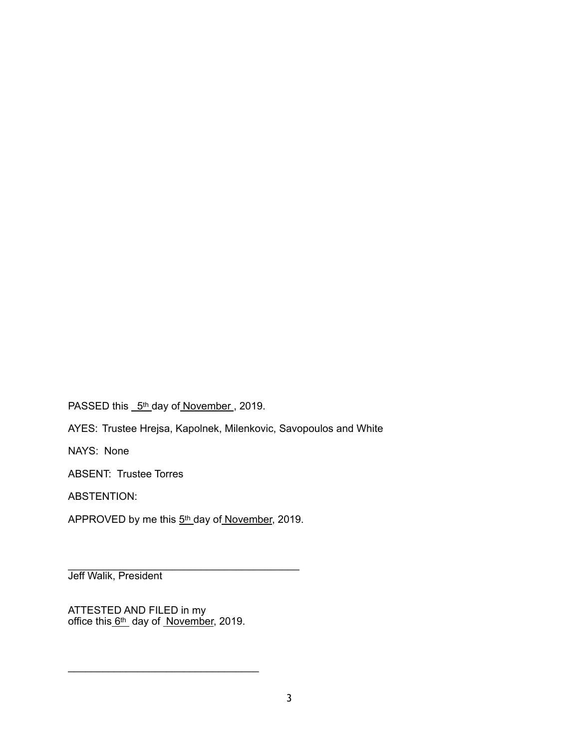PASSED this 5th day of November, 2019.

AYES: Trustee Hrejsa, Kapolnek, Milenkovic, Savopoulos and White

NAYS: None

ABSENT: Trustee Torres

ABSTENTION:

APPROVED by me this 5th day of November, 2019.

\_\_\_\_\_\_\_\_\_\_\_\_\_\_\_\_\_\_\_\_\_\_\_\_\_\_\_\_\_\_\_\_\_\_\_\_\_\_\_\_

Jeff Walik, President

ATTESTED AND FILED in my
office this 6th day of November, 2019.

\_\_\_\_\_\_\_\_\_\_\_\_\_\_\_\_\_\_\_\_\_\_\_\_\_\_\_\_\_\_\_\_\_\_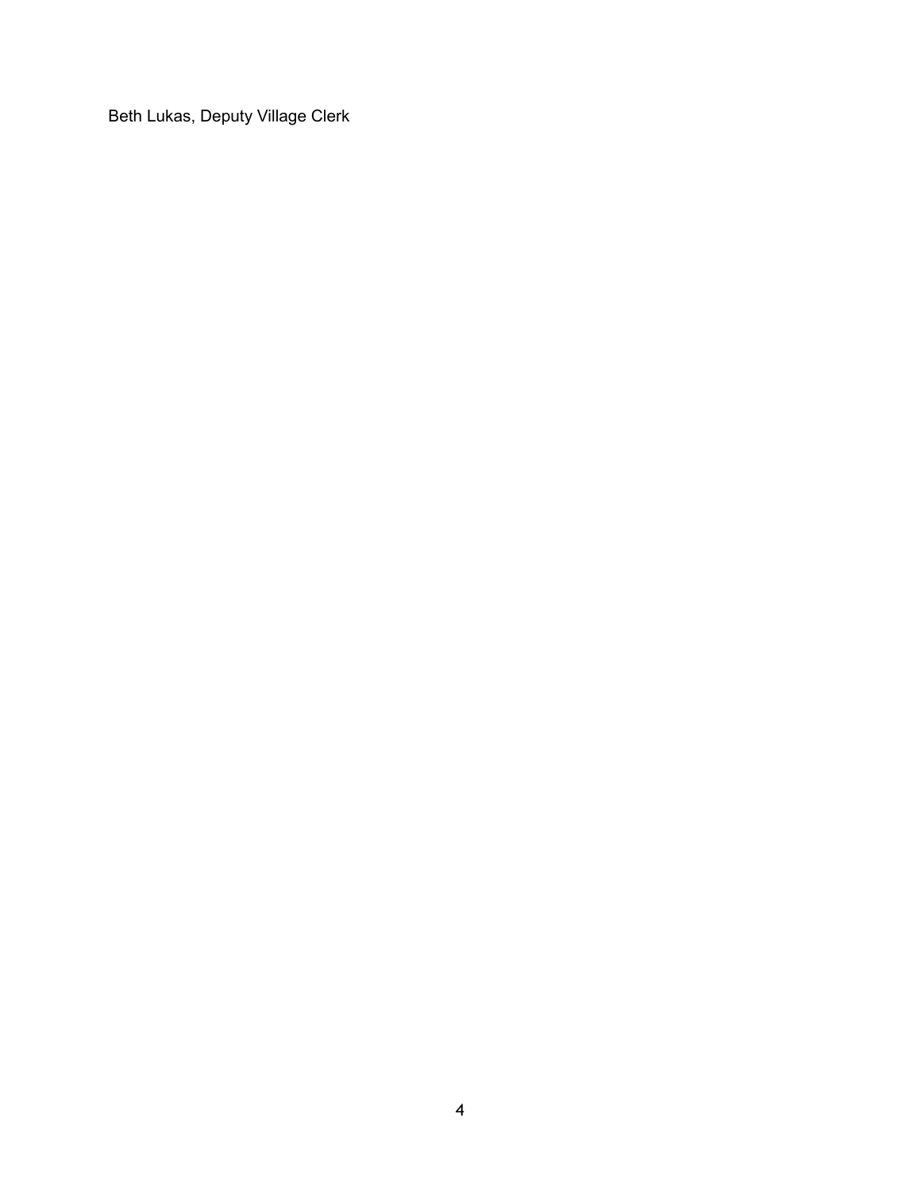Beth Lukas, Deputy Village Clerk